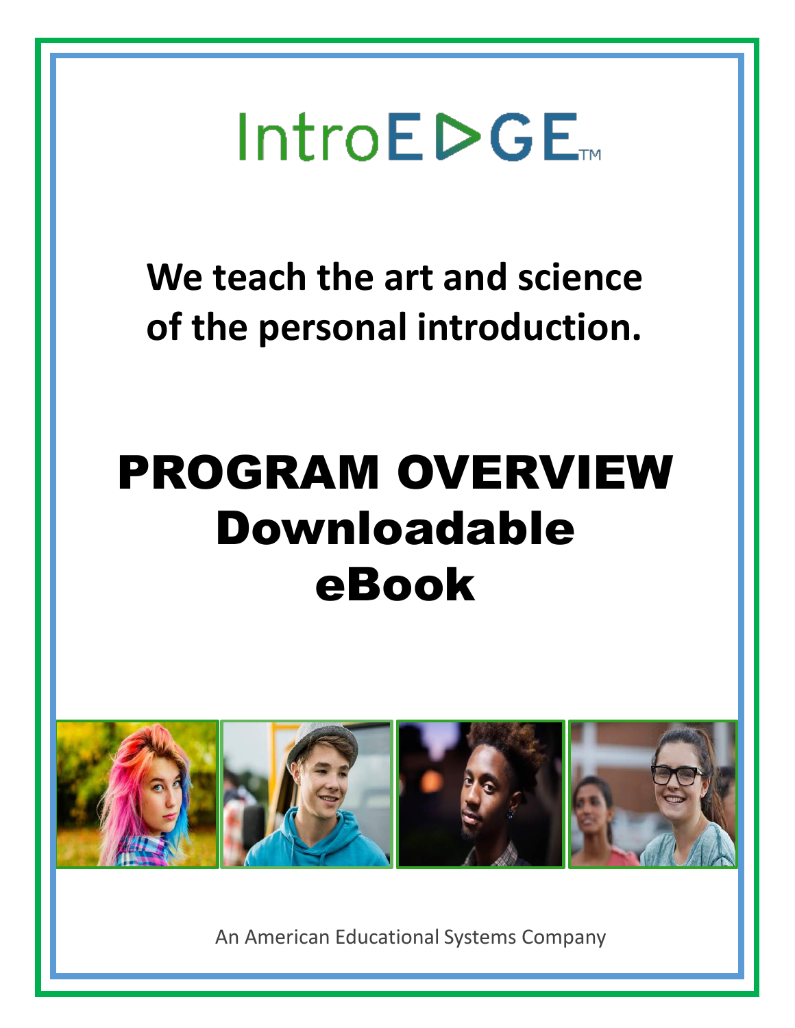# IntroEDGE™

**We teach the art and science of the personal introduction.**

# PROGRAM OVERVIEW Downloadable eBook

An American Educational Systems Company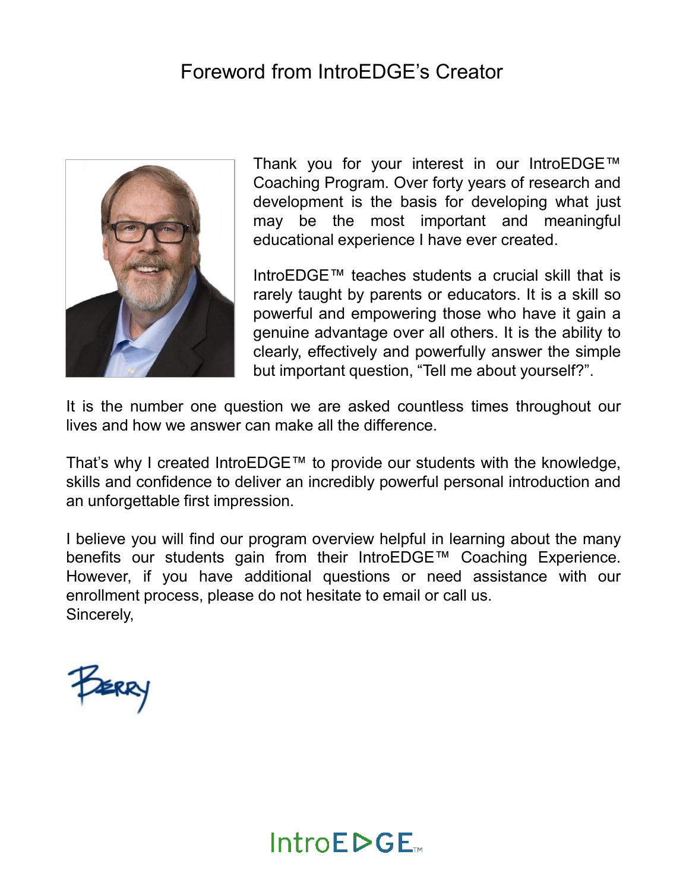# Foreword from IntroEDGE's Creator

Thank you for your interest in our IntroEDGE™ Coaching Program. Over forty years of research and development is the basis for developing what just may be the most important and meaningful educational experience I have ever created.

IntroEDGE™ teaches students a crucial skill that is rarely taught by parents or educators. It is a skill so powerful and empowering those who have it gain a genuine advantage over all others. It is the ability to clearly, effectively and powerfully answer the simple but important question, "Tell me about yourself?".

It is the number one question we are asked countless times throughout our lives and how we answer can make all the difference.

That's why I created IntroEDGE™ to provide our students with the knowledge, skills and confidence to deliver an incredibly powerful personal introduction and an unforgettable first impression.

I believe you will find our program overview helpful in learning about the many benefits our students gain from their IntroEDGE™ Coaching Experience. However, if you have additional questions or need assistance with our enrollment process, please do not hesitate to email or call us.

Sincerely,

Berry

IntroEDGE™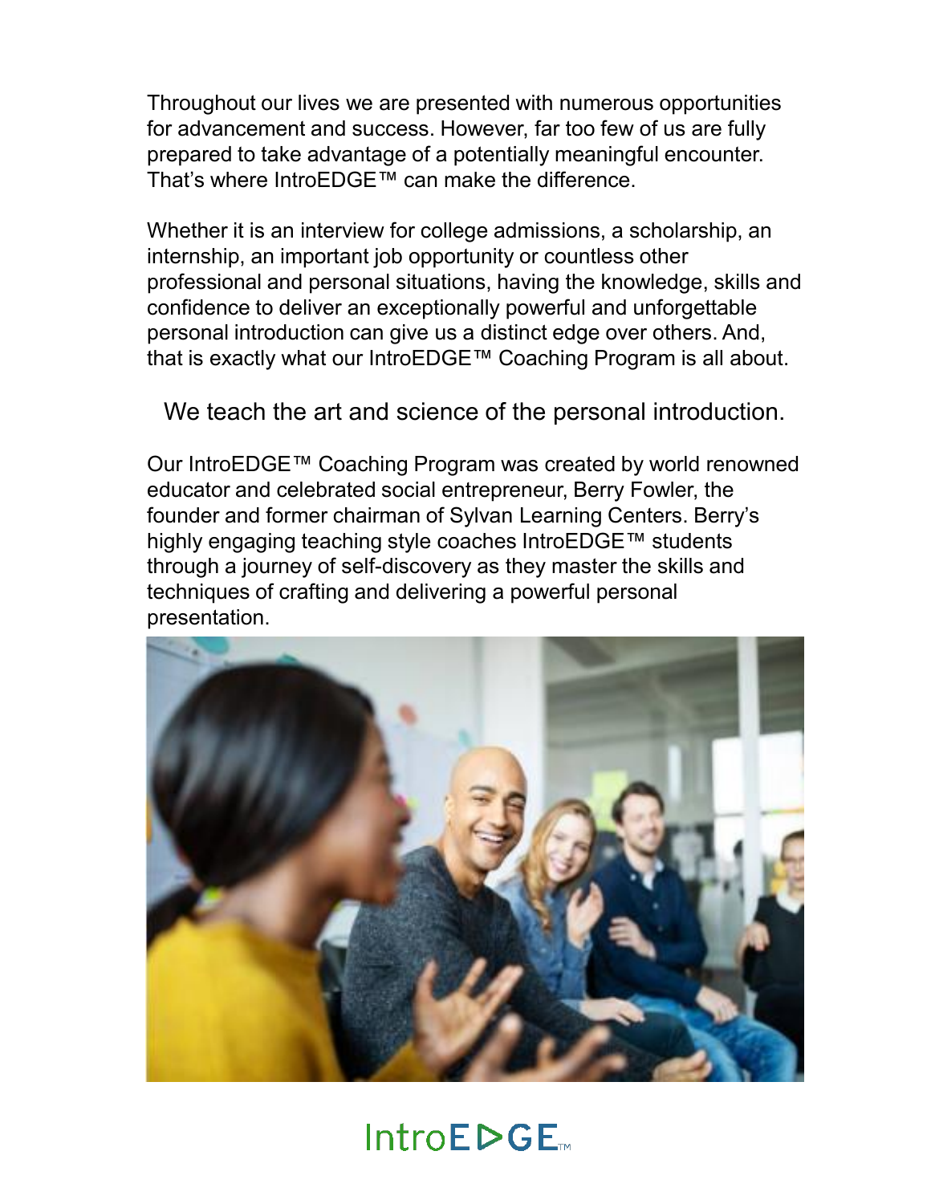Throughout our lives we are presented with numerous opportunities for advancement and success. However, far too few of us are fully prepared to take advantage of a potentially meaningful encounter. That's where IntroEDGE™ can make the difference.

Whether it is an interview for college admissions, a scholarship, an internship, an important job opportunity or countless other professional and personal situations, having the knowledge, skills and confidence to deliver an exceptionally powerful and unforgettable personal introduction can give us a distinct edge over others. And, that is exactly what our IntroEDGE™ Coaching Program is all about.

We teach the art and science of the personal introduction.

Our IntroEDGE™ Coaching Program was created by world renowned educator and celebrated social entrepreneur, Berry Fowler, the founder and former chairman of Sylvan Learning Centers. Berry's highly engaging teaching style coaches IntroEDGE™ students through a journey of self-discovery as they master the skills and techniques of crafting and delivering a powerful personal presentation.

IntroEDGE™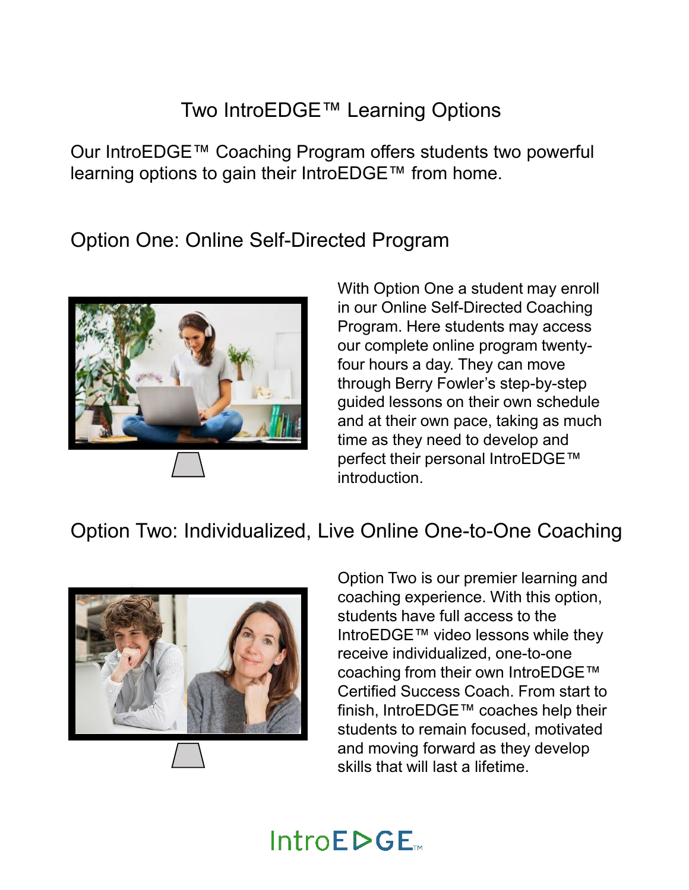# Two IntroEDGE™ Learning Options

Our IntroEDGE™ Coaching Program offers students two powerful learning options to gain their IntroEDGE™ from home.

## Option One: Online Self-Directed Program

With Option One a student may enroll in our Online Self-Directed Coaching Program. Here students may access our complete online program twenty-four hours a day. They can move through Berry Fowler's step-by-step guided lessons on their own schedule and at their own pace, taking as much time as they need to develop and perfect their personal IntroEDGE™ introduction.

## Option Two: Individualized, Live Online One-to-One Coaching

Option Two is our premier learning and coaching experience. With this option, students have full access to the IntroEDGE™ video lessons while they receive individualized, one-to-one coaching from their own IntroEDGE™ Certified Success Coach. From start to finish, IntroEDGE™ coaches help their students to remain focused, motivated and moving forward as they develop skills that will last a lifetime.

IntroEDGE™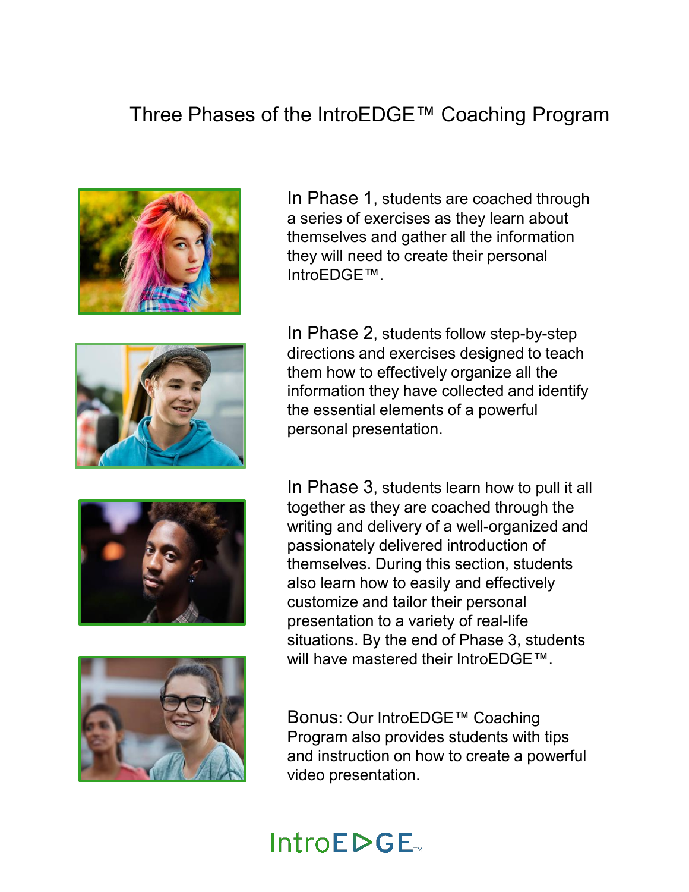# Three Phases of the IntroEDGE™ Coaching Program

**In Phase 1**, students are coached through a series of exercises as they learn about themselves and gather all the information they will need to create their personal IntroEDGE™.

**In Phase 2**, students follow step-by-step directions and exercises designed to teach them how to effectively organize all the information they have collected and identify the essential elements of a powerful personal presentation.

**In Phase 3**, students learn how to pull it all together as they are coached through the writing and delivery of a well-organized and passionately delivered introduction of themselves. During this section, students also learn how to easily and effectively customize and tailor their personal presentation to a variety of real-life situations. By the end of Phase 3, students will have mastered their IntroEDGE™.

**Bonus**: Our IntroEDGE™ Coaching Program also provides students with tips and instruction on how to create a powerful video presentation.

IntroEDGE™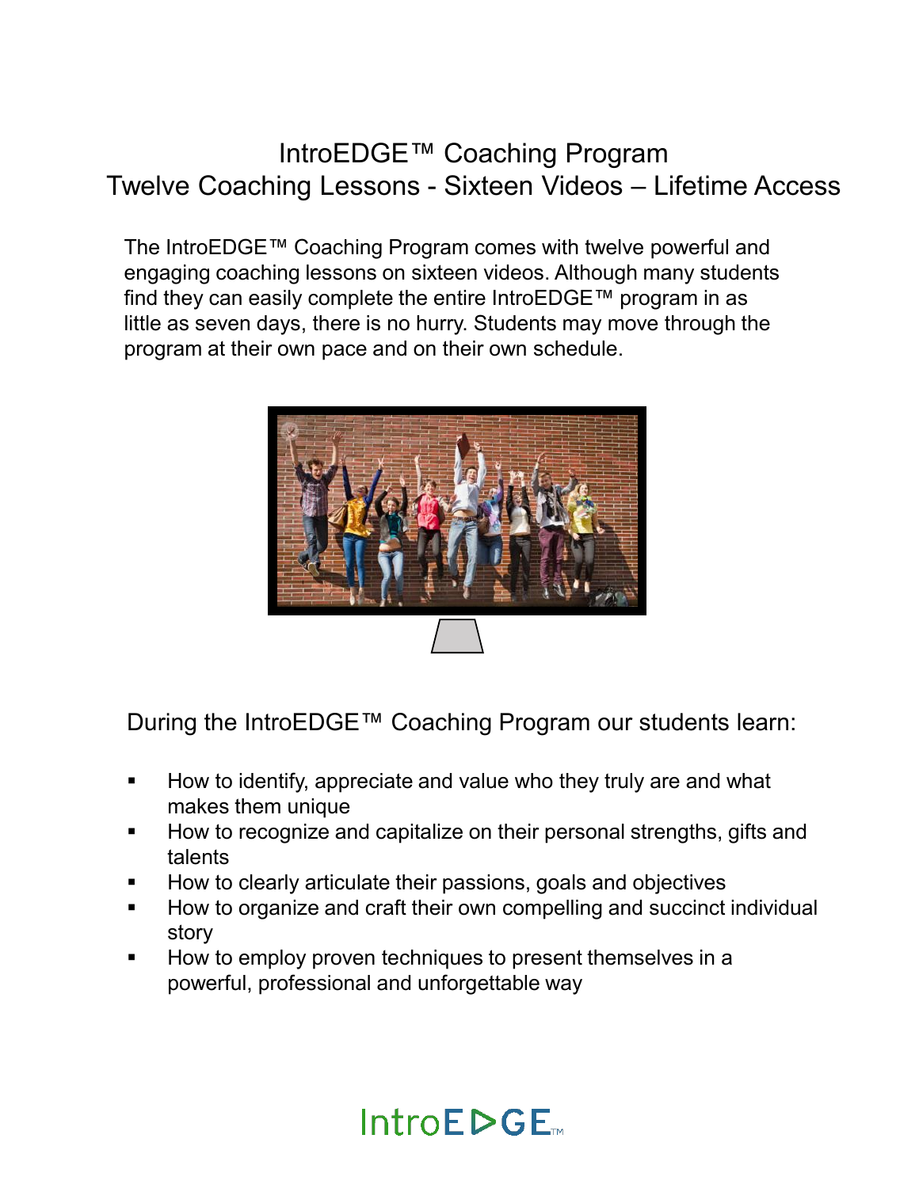# IntroEDGE™ Coaching Program
## Twelve Coaching Lessons - Sixteen Videos – Lifetime Access

The IntroEDGE™ Coaching Program comes with twelve powerful and engaging coaching lessons on sixteen videos. Although many students find they can easily complete the entire IntroEDGE™ program in as little as seven days, there is no hurry. Students may move through the program at their own pace and on their own schedule.

During the IntroEDGE™ Coaching Program our students learn:

- How to identify, appreciate and value who they truly are and what makes them unique
- How to recognize and capitalize on their personal strengths, gifts and talents
- How to clearly articulate their passions, goals and objectives
- How to organize and craft their own compelling and succinct individual story
- How to employ proven techniques to present themselves in a powerful, professional and unforgettable way

IntroEDGE™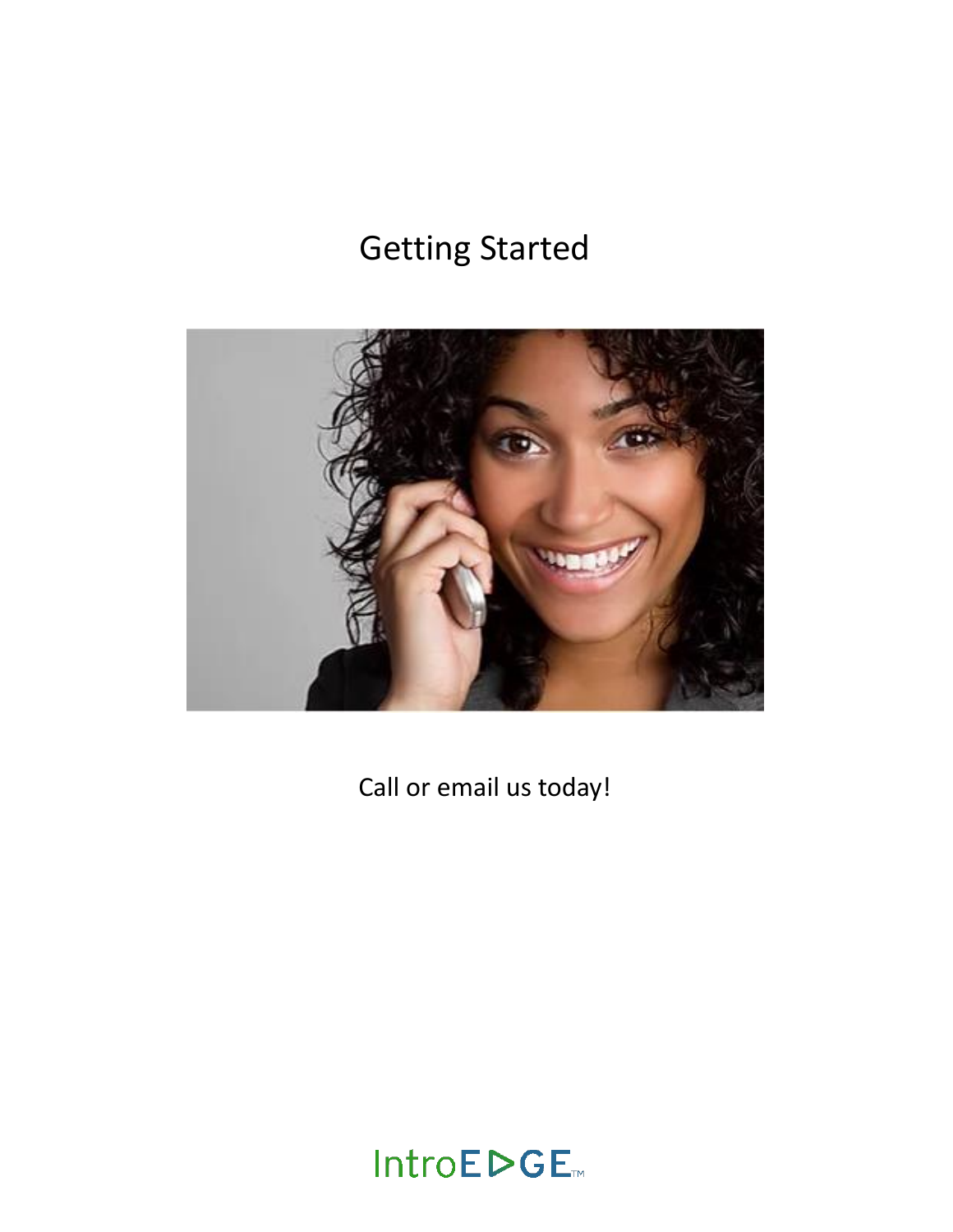# Getting Started

Call or email us today!

IntroEDGE™